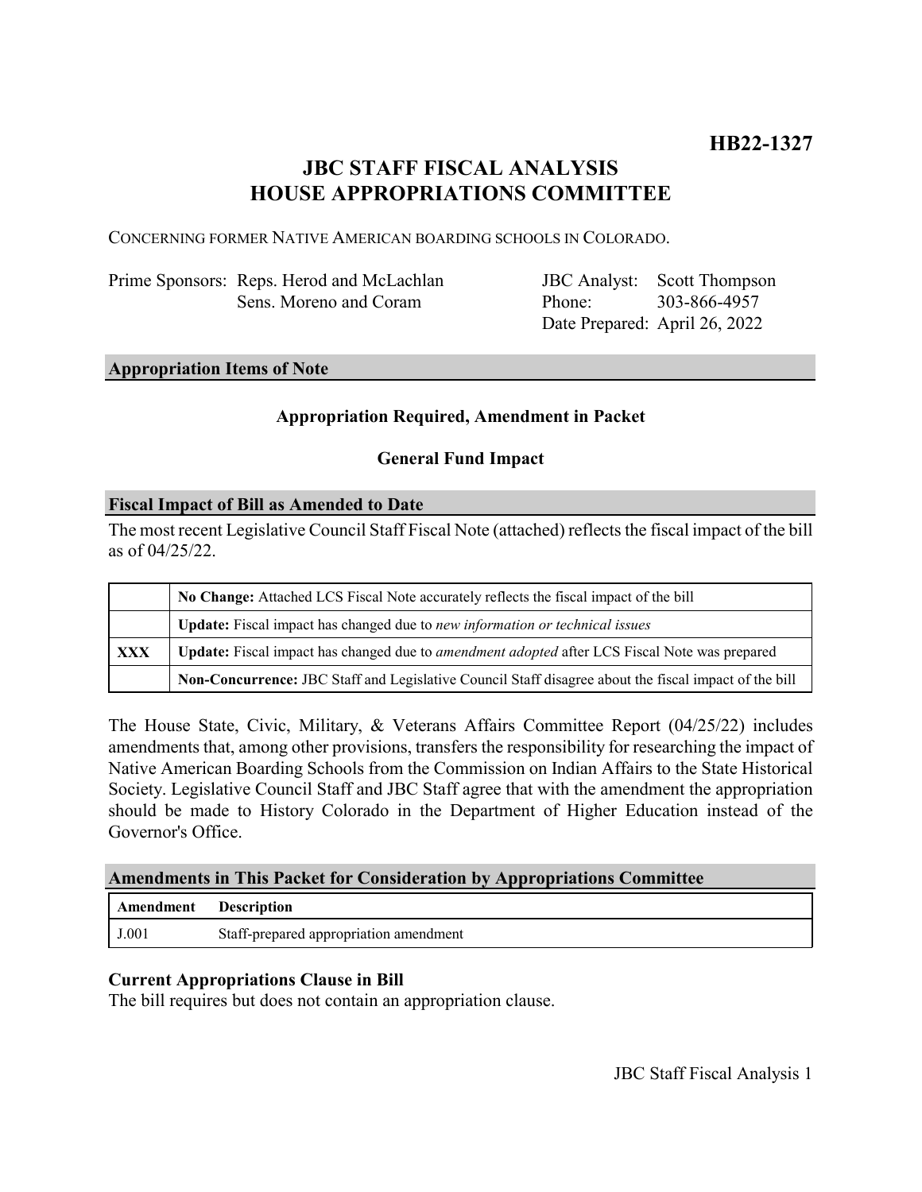**HB22-1327**

# JBC STAFF FISCAL ANALYSIS
# HOUSE APPROPRIATIONS COMMITTEE

CONCERNING FORMER NATIVE AMERICAN BOARDING SCHOOLS IN COLORADO.

| | | | |
|---|---|---|---|
| Prime Sponsors: | Reps. Herod and McLachlan | JBC Analyst: | Scott Thompson |
| | Sens. Moreno and Coram | Phone: | 303-866-4957 |
| | | Date Prepared: | April 26, 2022 |

## Appropriation Items of Note

**Appropriation Required, Amendment in Packet**

**General Fund Impact**

## Fiscal Impact of Bill as Amended to Date

The most recent Legislative Council Staff Fiscal Note (attached) reflects the fiscal impact of the bill as of 04/25/22.

| | |
|---|---|
| | **No Change:** Attached LCS Fiscal Note accurately reflects the fiscal impact of the bill |
| | **Update:** Fiscal impact has changed due to *new information or technical issues* |
| **XXX** | **Update:** Fiscal impact has changed due to *amendment adopted* after LCS Fiscal Note was prepared |
| | **Non-Concurrence:** JBC Staff and Legislative Council Staff disagree about the fiscal impact of the bill |

The House State, Civic, Military, & Veterans Affairs Committee Report (04/25/22) includes amendments that, among other provisions, transfers the responsibility for researching the impact of Native American Boarding Schools from the Commission on Indian Affairs to the State Historical Society. Legislative Council Staff and JBC Staff agree that with the amendment the appropriation should be made to History Colorado in the Department of Higher Education instead of the Governor's Office.

## Amendments in This Packet for Consideration by Appropriations Committee

| Amendment | Description |
|---|---|
| J.001 | Staff-prepared appropriation amendment |

### Current Appropriations Clause in Bill

The bill requires but does not contain an appropriation clause.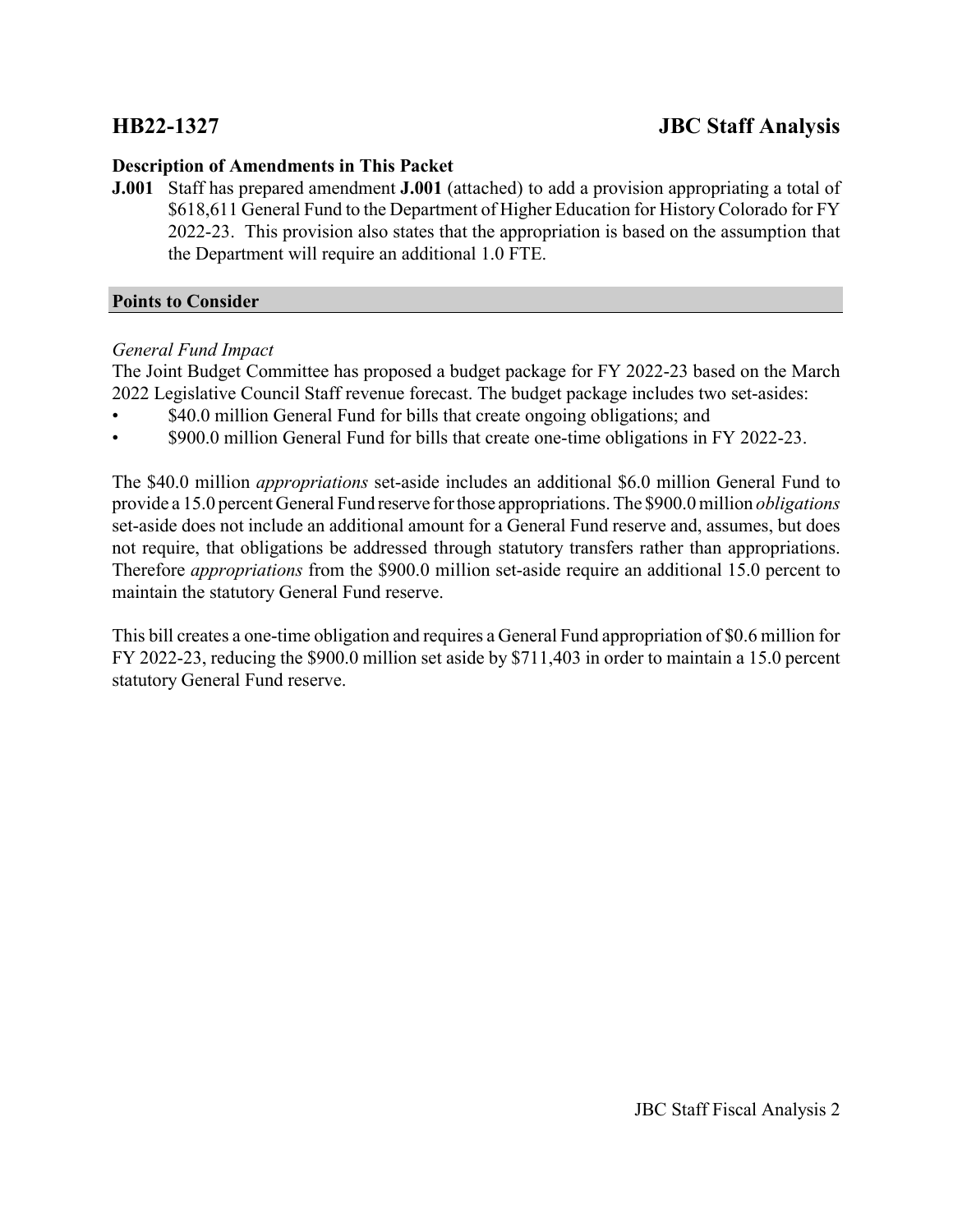**HB22-1327** **JBC Staff Analysis**

**Description of Amendments in This Packet**

**J.001** Staff has prepared amendment **J.001** (attached) to add a provision appropriating a total of $618,611 General Fund to the Department of Higher Education for History Colorado for FY 2022-23. This provision also states that the appropriation is based on the assumption that the Department will require an additional 1.0 FTE.

## Points to Consider

*General Fund Impact*

The Joint Budget Committee has proposed a budget package for FY 2022-23 based on the March 2022 Legislative Council Staff revenue forecast. The budget package includes two set-asides:

- $40.0 million General Fund for bills that create ongoing obligations; and
- $900.0 million General Fund for bills that create one-time obligations in FY 2022-23.

The $40.0 million *appropriations* set-aside includes an additional $6.0 million General Fund to provide a 15.0 percent General Fund reserve for those appropriations. The $900.0 million *obligations* set-aside does not include an additional amount for a General Fund reserve and, assumes, but does not require, that obligations be addressed through statutory transfers rather than appropriations. Therefore *appropriations* from the $900.0 million set-aside require an additional 15.0 percent to maintain the statutory General Fund reserve.

This bill creates a one-time obligation and requires a General Fund appropriation of $0.6 million for FY 2022-23, reducing the $900.0 million set aside by $711,403 in order to maintain a 15.0 percent statutory General Fund reserve.